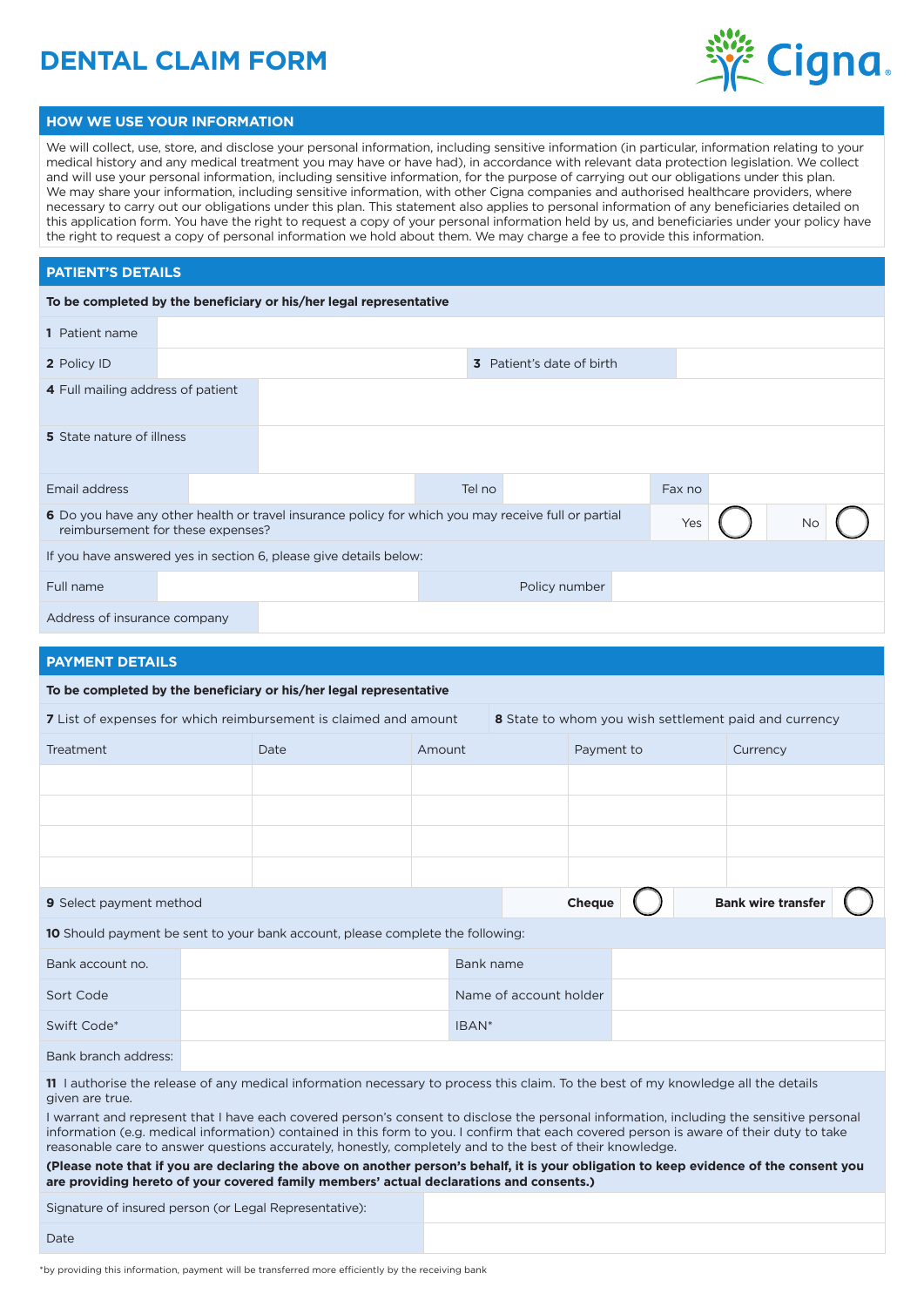# DENTAL CLAIM FORM

## HOW WE USE YOUR INFORMATION

We will collect, use, store, and disclose your personal information, including sensitive information (in particular, information relating to your medical history and any medical treatment you may have or have had), in accordance with relevant data protection legislation. We collect and will use your personal information, including sensitive information, for the purpose of carrying out our obligations under this plan. We may share your information, including sensitive information, with other Cigna companies and authorised healthcare providers, where necessary to carry out our obligations under this plan. This statement also applies to personal information of any beneficiaries detailed on this application form. You have the right to request a copy of your personal information held by us, and beneficiaries under your policy have the right to request a copy of personal information we hold about them. We may charge a fee to provide this information.

## PATIENT'S DETAILS

**To be completed by the beneficiary or his/her legal representative**

| | | | | | |
|---|---|---|---|---|---|
| **1** Patient name | | | | | |
| **2** Policy ID | | **3** Patient's date of birth | | | |
| **4** Full mailing address of patient | | | | | |
| **5** State nature of illness | | | | | |
| Email address | | Tel no | | Fax no | |
| **6** Do you have any other health or travel insurance policy for which you may receive full or partial reimbursement for these expenses? | | | Yes ◯ | | No ◯ |

If you have answered yes in section 6, please give details below:

| | | | |
|---|---|---|---|
| Full name | | Policy number | |
| Address of insurance company | | | |

## PAYMENT DETAILS

**To be completed by the beneficiary or his/her legal representative**

| **7** List of expenses for which reimbursement is claimed and amount | | | **8** State to whom you wish settlement paid and currency | |
|---|---|---|---|---|
| Treatment | Date | Amount | Payment to | Currency |
| | | | | |
| | | | | |
| | | | | |
| | | | | |

**9** Select payment method — **Cheque** ◯ **Bank wire transfer** ◯

**10** Should payment be sent to your bank account, please complete the following:

| | | | |
|---|---|---|---|
| Bank account no. | | Bank name | |
| Sort Code | | Name of account holder | |
| Swift Code* | | IBAN* | |
| Bank branch address: | | | |

**11** I authorise the release of any medical information necessary to process this claim. To the best of my knowledge all the details given are true.

I warrant and represent that I have each covered person's consent to disclose the personal information, including the sensitive personal information (e.g. medical information) contained in this form to you. I confirm that each covered person is aware of their duty to take reasonable care to answer questions accurately, honestly, completely and to the best of their knowledge.

**(Please note that if you are declaring the above on another person's behalf, it is your obligation to keep evidence of the consent you are providing hereto of your covered family members' actual declarations and consents.)**

| | |
|---|---|
| Signature of insured person (or Legal Representative): | |
| Date | |

*by providing this information, payment will be transferred more efficiently by the receiving bank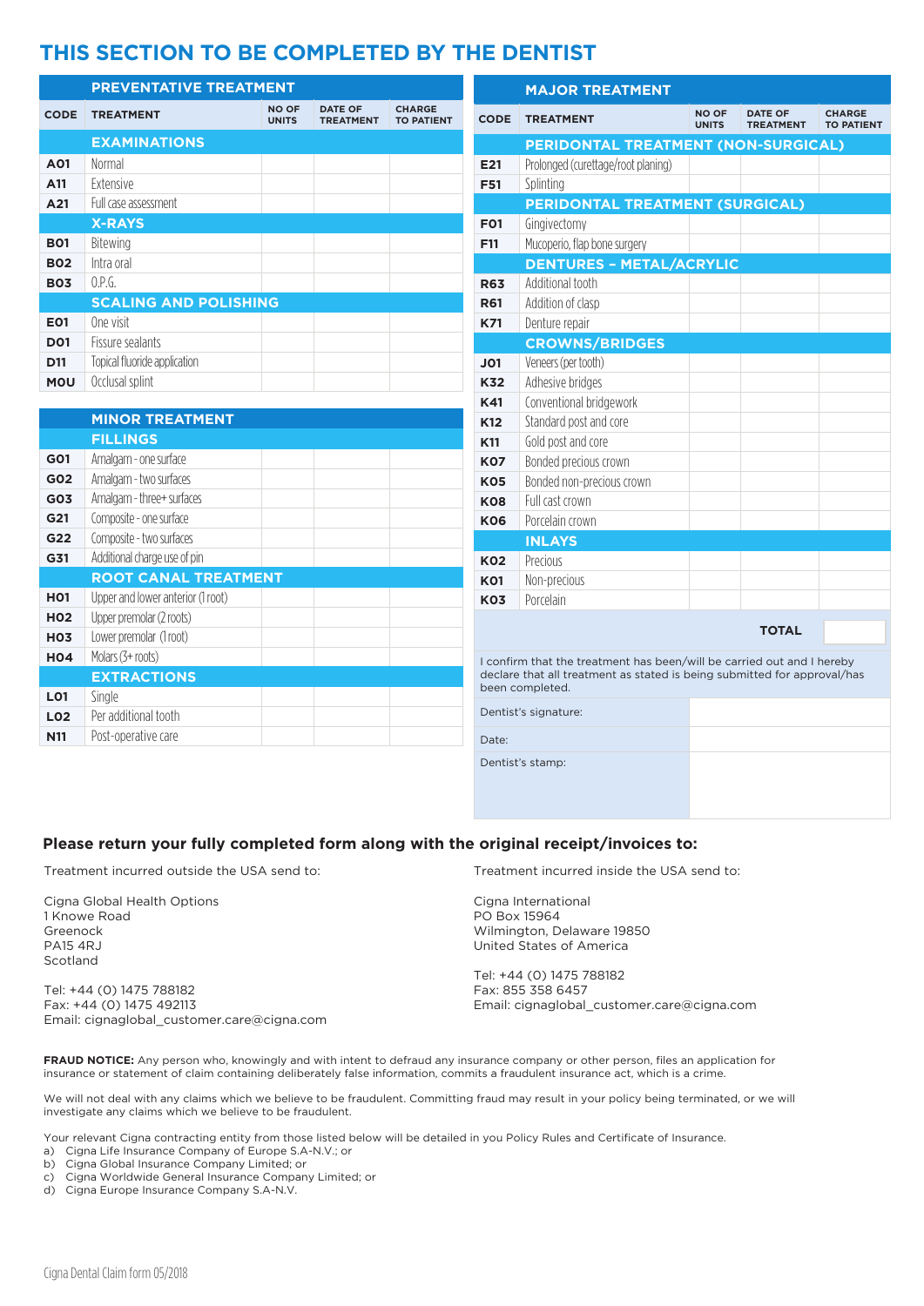# THIS SECTION TO BE COMPLETED BY THE DENTIST

## PREVENTATIVE TREATMENT

| CODE | TREATMENT | NO OF UNITS | DATE OF TREATMENT | CHARGE TO PATIENT |
|---|---|---|---|---|
| | **EXAMINATIONS** | | | |
| A01 | Normal | | | |
| A11 | Extensive | | | |
| A21 | Full case assessment | | | |
| | **X-RAYS** | | | |
| B01 | Bitewing | | | |
| B02 | Intra oral | | | |
| B03 | O.P.G. | | | |
| | **SCALING AND POLISHING** | | | |
| E01 | One visit | | | |
| D01 | Fissure sealants | | | |
| D11 | Topical fluoride application | | | |
| MOU | Occlusal splint | | | |

## MINOR TREATMENT

| CODE | TREATMENT | NO OF UNITS | DATE OF TREATMENT | CHARGE TO PATIENT |
|---|---|---|---|---|
| | **FILLINGS** | | | |
| G01 | Amalgam - one surface | | | |
| G02 | Amalgam - two surfaces | | | |
| G03 | Amalgam - three+ surfaces | | | |
| G21 | Composite - one surface | | | |
| G22 | Composite - two surfaces | | | |
| G31 | Additional charge use of pin | | | |
| | **ROOT CANAL TREATMENT** | | | |
| H01 | Upper and lower anterior (1 root) | | | |
| H02 | Upper premolar (2 roots) | | | |
| H03 | Lower premolar (1 root) | | | |
| H04 | Molars (3+ roots) | | | |
| | **EXTRACTIONS** | | | |
| L01 | Single | | | |
| L02 | Per additional tooth | | | |
| N11 | Post-operative care | | | |

## MAJOR TREATMENT

| CODE | TREATMENT | NO OF UNITS | DATE OF TREATMENT | CHARGE TO PATIENT |
|---|---|---|---|---|
| | **PERIDONTAL TREATMENT (NON-SURGICAL)** | | | |
| E21 | Prolonged (curettage/root planing) | | | |
| F51 | Splinting | | | |
| | **PERIDONTAL TREATMENT (SURGICAL)** | | | |
| F01 | Gingivectomy | | | |
| F11 | Mucoperio, flap bone surgery | | | |
| | **DENTURES – METAL/ACRYLIC** | | | |
| R63 | Additional tooth | | | |
| R61 | Addition of clasp | | | |
| K71 | Denture repair | | | |
| | **CROWNS/BRIDGES** | | | |
| J01 | Veneers (per tooth) | | | |
| K32 | Adhesive bridges | | | |
| K41 | Conventional bridgework | | | |
| K12 | Standard post and core | | | |
| K11 | Gold post and core | | | |
| K07 | Bonded precious crown | | | |
| K05 | Bonded non-precious crown | | | |
| K08 | Full cast crown | | | |
| K06 | Porcelain crown | | | |
| | **INLAYS** | | | |
| K02 | Precious | | | |
| K01 | Non-precious | | | |
| K03 | Porcelain | | | |
| | | | **TOTAL** | |

I confirm that the treatment has been/will be carried out and I hereby declare that all treatment as stated is being submitted for approval/has been completed.

| | |
|---|---|
| Dentist's signature: | |
| Date: | |
| Dentist's stamp: | |

**Please return your fully completed form along with the original receipt/invoices to:**

Treatment incurred outside the USA send to:

Cigna Global Health Options
1 Knowe Road
Greenock
PA15 4RJ
Scotland

Tel: +44 (0) 1475 788182
Fax: +44 (0) 1475 492113
Email: cignaglobal_customer.care@cigna.com

Treatment incurred inside the USA send to:

Cigna International
PO Box 15964
Wilmington, Delaware 19850
United States of America

Tel: +44 (0) 1475 788182
Fax: 855 358 6457
Email: cignaglobal_customer.care@cigna.com

**FRAUD NOTICE:** Any person who, knowingly and with intent to defraud any insurance company or other person, files an application for insurance or statement of claim containing deliberately false information, commits a fraudulent insurance act, which is a crime.

We will not deal with any claims which we believe to be fraudulent. Committing fraud may result in your policy being terminated, or we will investigate any claims which we believe to be fraudulent.

Your relevant Cigna contracting entity from those listed below will be detailed in you Policy Rules and Certificate of Insurance.

a) Cigna Life Insurance Company of Europe S.A-N.V.; or
b) Cigna Global Insurance Company Limited; or
c) Cigna Worldwide General Insurance Company Limited; or
d) Cigna Europe Insurance Company S.A-N.V.

Cigna Dental Claim form 05/2018